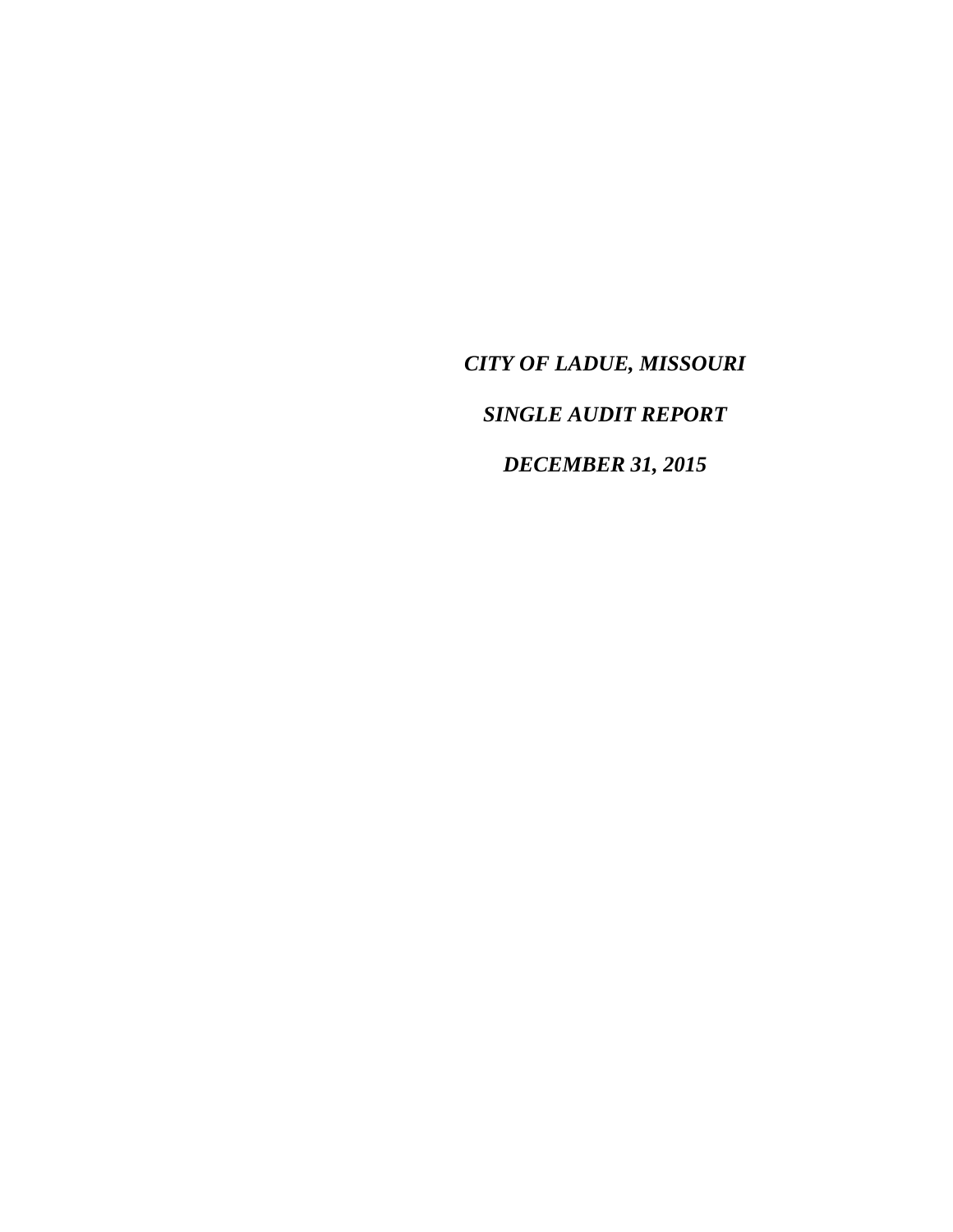***CITY OF LADUE, MISSOURI***

***SINGLE AUDIT REPORT***

***DECEMBER 31, 2015***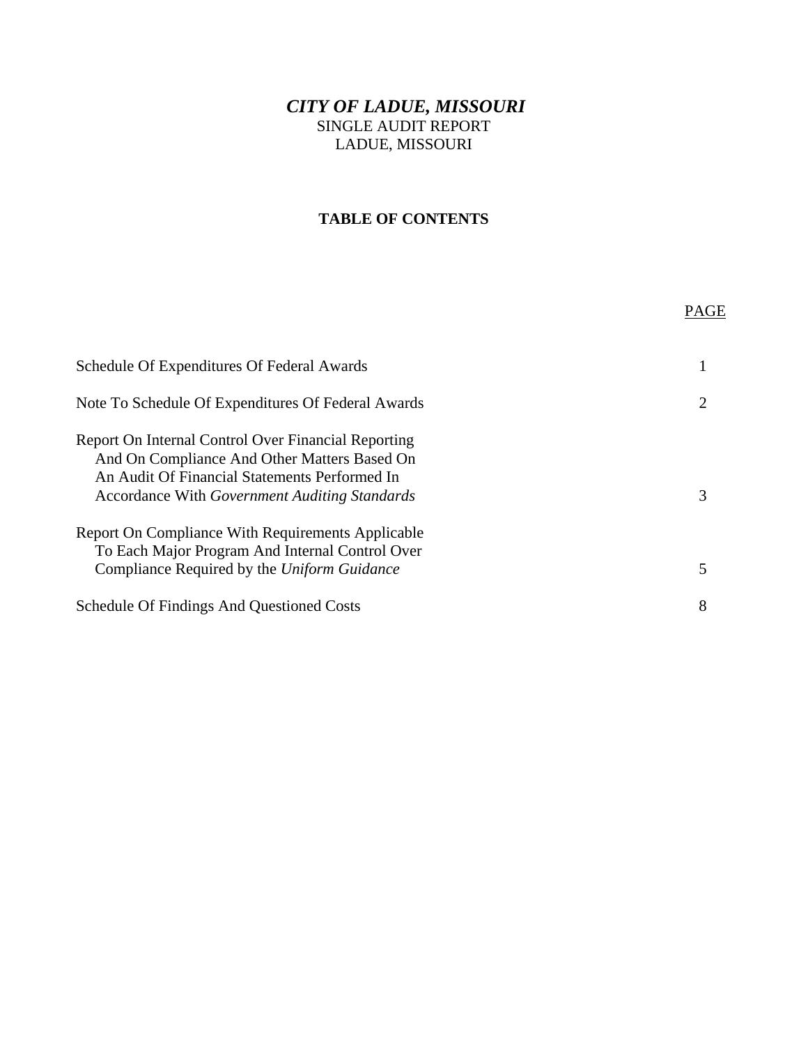# *CITY OF LADUE, MISSOURI*

SINGLE AUDIT REPORT
LADUE, MISSOURI

## TABLE OF CONTENTS

| | PAGE |
|---|---|
| Schedule Of Expenditures Of Federal Awards | 1 |
| Note To Schedule Of Expenditures Of Federal Awards | 2 |
| Report On Internal Control Over Financial Reporting And On Compliance And Other Matters Based On An Audit Of Financial Statements Performed In Accordance With *Government Auditing Standards* | 3 |
| Report On Compliance With Requirements Applicable To Each Major Program And Internal Control Over Compliance Required by the *Uniform Guidance* | 5 |
| Schedule Of Findings And Questioned Costs | 8 |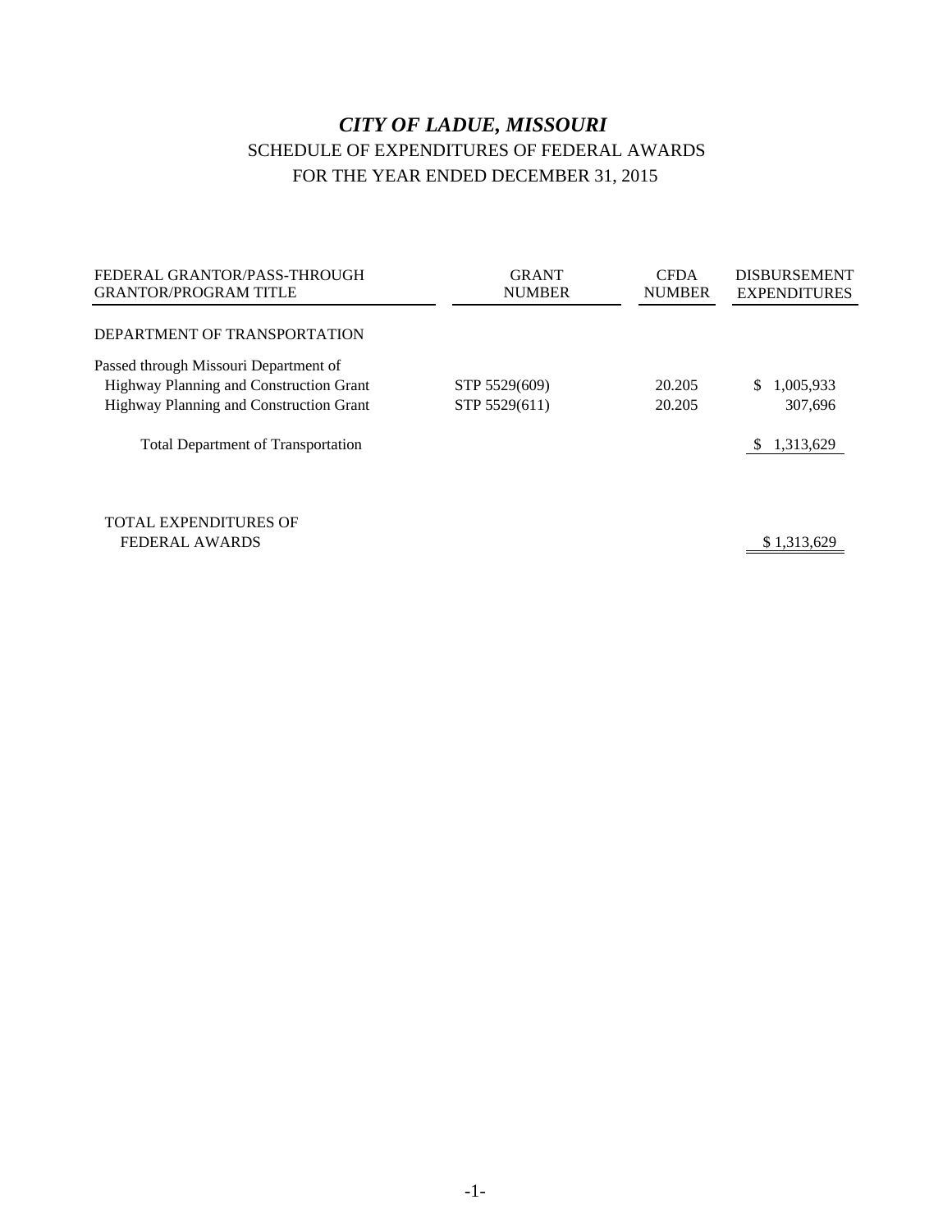# *CITY OF LADUE, MISSOURI*

## SCHEDULE OF EXPENDITURES OF FEDERAL AWARDS

## FOR THE YEAR ENDED DECEMBER 31, 2015

| FEDERAL GRANTOR/PASS-THROUGH GRANTOR/PROGRAM TITLE | GRANT NUMBER | CFDA NUMBER | DISBURSEMENT EXPENDITURES |
|---|---|---|---|
| DEPARTMENT OF TRANSPORTATION | | | |
| Passed through Missouri Department of | | | |
| Highway Planning and Construction Grant | STP 5529(609) | 20.205 | $ 1,005,933 |
| Highway Planning and Construction Grant | STP 5529(611) | 20.205 | 307,696 |
| Total Department of Transportation | | | $ 1,313,629 |
| TOTAL EXPENDITURES OF FEDERAL AWARDS | | | $ 1,313,629 |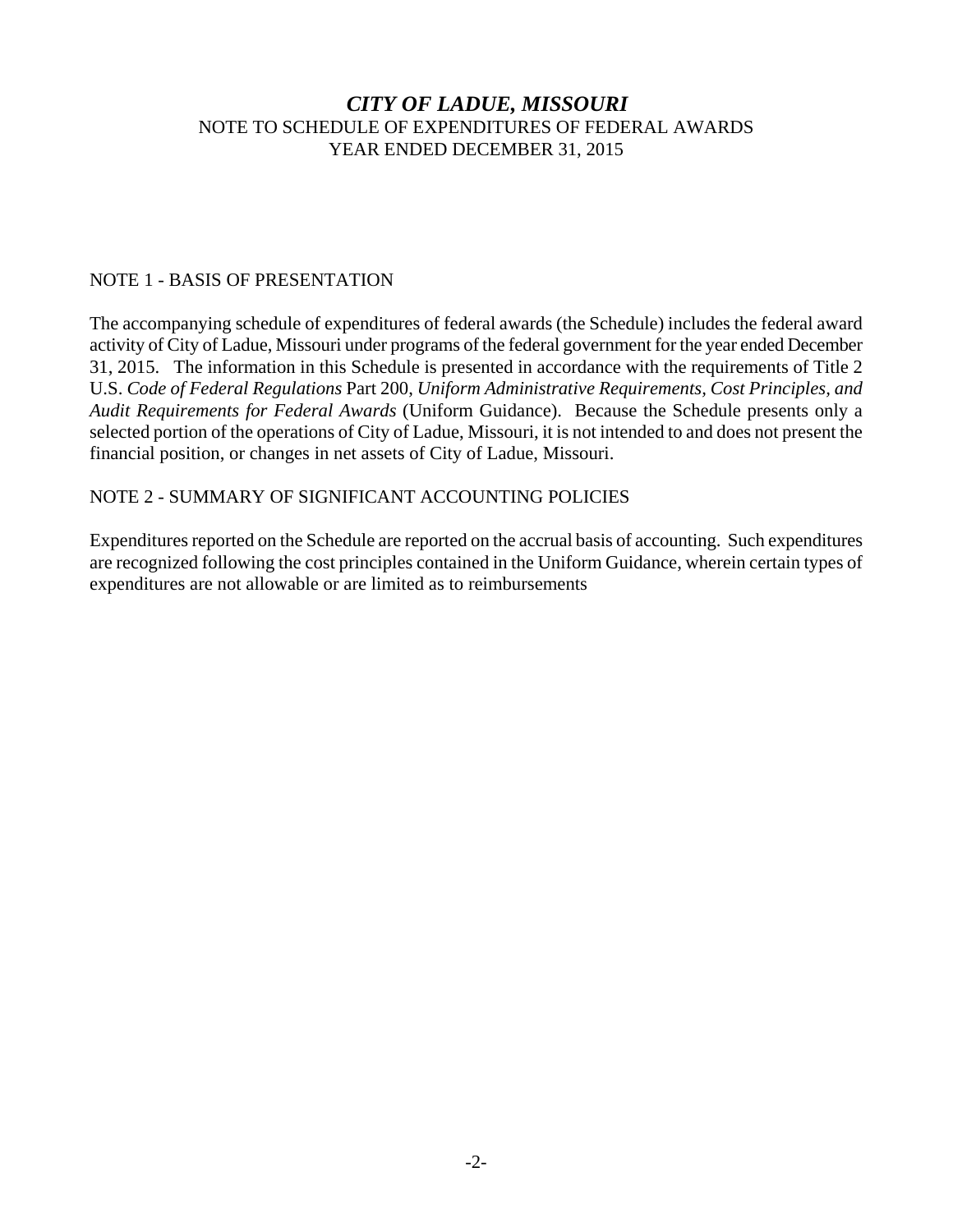# *CITY OF LADUE, MISSOURI*

NOTE TO SCHEDULE OF EXPENDITURES OF FEDERAL AWARDS
YEAR ENDED DECEMBER 31, 2015

## NOTE 1 - BASIS OF PRESENTATION

The accompanying schedule of expenditures of federal awards (the Schedule) includes the federal award activity of City of Ladue, Missouri under programs of the federal government for the year ended December 31, 2015. The information in this Schedule is presented in accordance with the requirements of Title 2 U.S. *Code of Federal Regulations* Part 200, *Uniform Administrative Requirements, Cost Principles, and Audit Requirements for Federal Awards* (Uniform Guidance). Because the Schedule presents only a selected portion of the operations of City of Ladue, Missouri, it is not intended to and does not present the financial position, or changes in net assets of City of Ladue, Missouri.

## NOTE 2 - SUMMARY OF SIGNIFICANT ACCOUNTING POLICIES

Expenditures reported on the Schedule are reported on the accrual basis of accounting. Such expenditures are recognized following the cost principles contained in the Uniform Guidance, wherein certain types of expenditures are not allowable or are limited as to reimbursements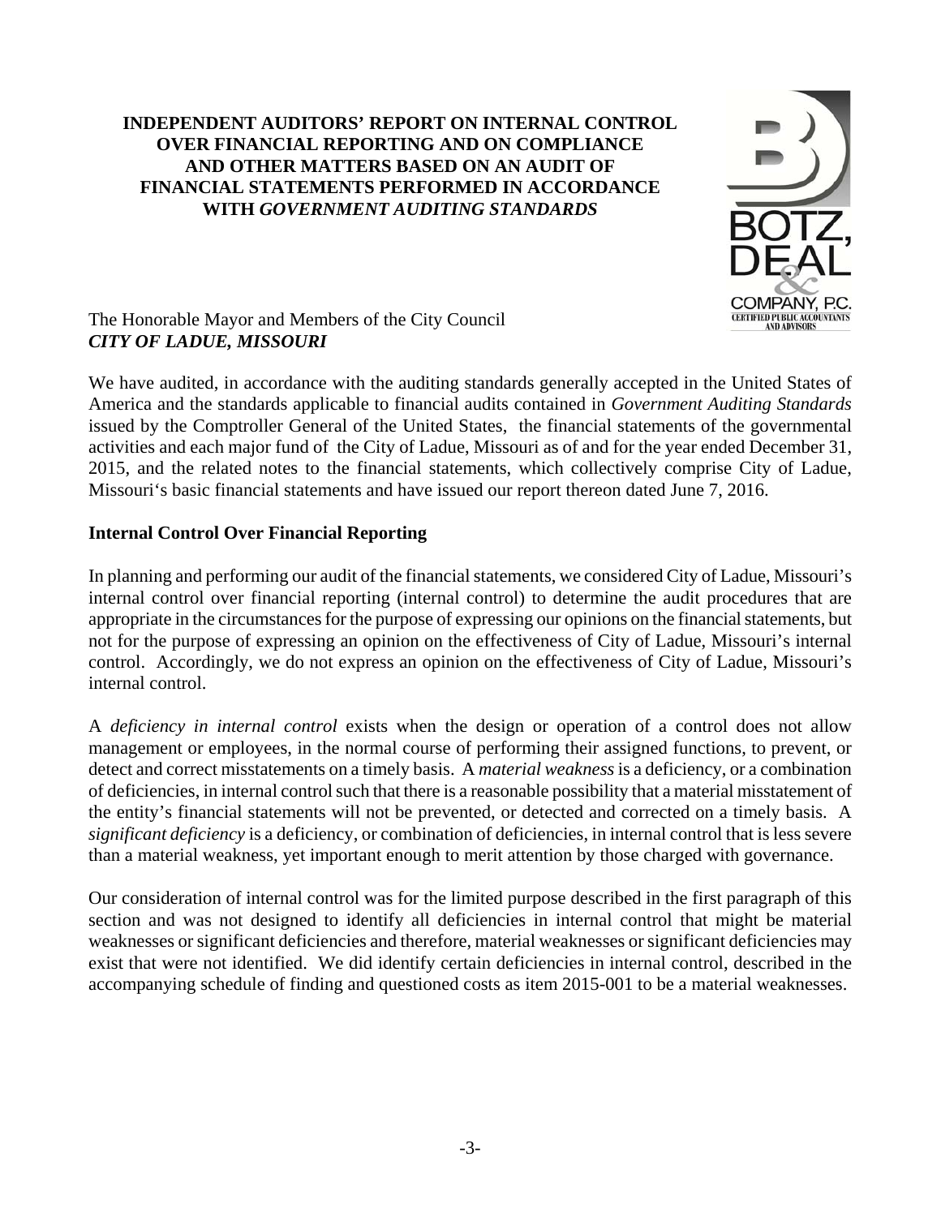# INDEPENDENT AUDITORS' REPORT ON INTERNAL CONTROL OVER FINANCIAL REPORTING AND ON COMPLIANCE AND OTHER MATTERS BASED ON AN AUDIT OF FINANCIAL STATEMENTS PERFORMED IN ACCORDANCE WITH *GOVERNMENT AUDITING STANDARDS*

BOTZ, DEAL & COMPANY, P.C.
CERTIFIED PUBLIC ACCOUNTANTS AND ADVISORS

The Honorable Mayor and Members of the City Council
***CITY OF LADUE, MISSOURI***

We have audited, in accordance with the auditing standards generally accepted in the United States of America and the standards applicable to financial audits contained in *Government Auditing Standards* issued by the Comptroller General of the United States, the financial statements of the governmental activities and each major fund of the City of Ladue, Missouri as of and for the year ended December 31, 2015, and the related notes to the financial statements, which collectively comprise City of Ladue, Missouri's basic financial statements and have issued our report thereon dated June 7, 2016.

## Internal Control Over Financial Reporting

In planning and performing our audit of the financial statements, we considered City of Ladue, Missouri's internal control over financial reporting (internal control) to determine the audit procedures that are appropriate in the circumstances for the purpose of expressing our opinions on the financial statements, but not for the purpose of expressing an opinion on the effectiveness of City of Ladue, Missouri's internal control. Accordingly, we do not express an opinion on the effectiveness of City of Ladue, Missouri's internal control.

A *deficiency in internal control* exists when the design or operation of a control does not allow management or employees, in the normal course of performing their assigned functions, to prevent, or detect and correct misstatements on a timely basis. A *material weakness* is a deficiency, or a combination of deficiencies, in internal control such that there is a reasonable possibility that a material misstatement of the entity's financial statements will not be prevented, or detected and corrected on a timely basis. A *significant deficiency* is a deficiency, or combination of deficiencies, in internal control that is less severe than a material weakness, yet important enough to merit attention by those charged with governance.

Our consideration of internal control was for the limited purpose described in the first paragraph of this section and was not designed to identify all deficiencies in internal control that might be material weaknesses or significant deficiencies and therefore, material weaknesses or significant deficiencies may exist that were not identified. We did identify certain deficiencies in internal control, described in the accompanying schedule of finding and questioned costs as item 2015-001 to be a material weaknesses.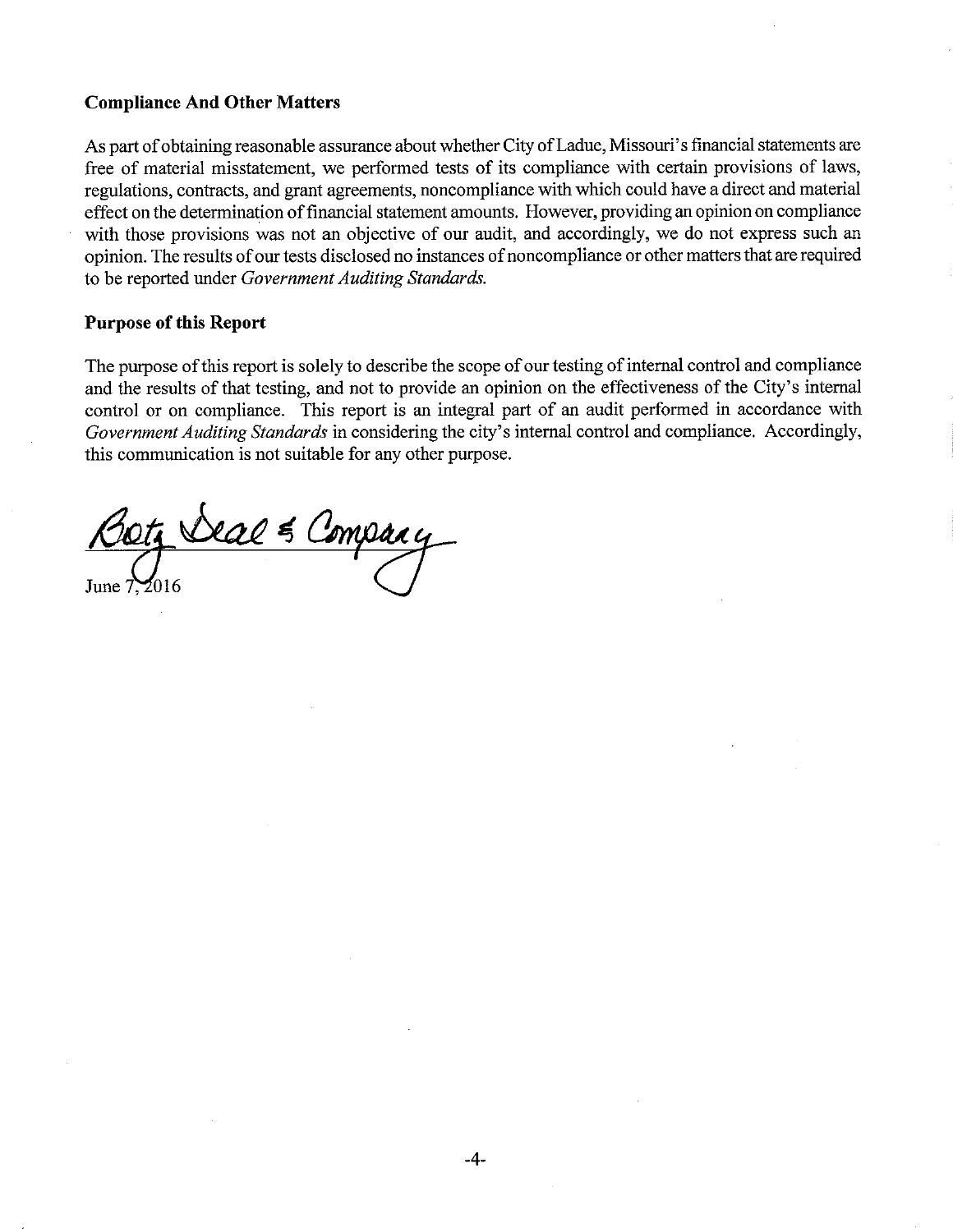**Compliance And Other Matters**

As part of obtaining reasonable assurance about whether City of Ladue, Missouri's financial statements are free of material misstatement, we performed tests of its compliance with certain provisions of laws, regulations, contracts, and grant agreements, noncompliance with which could have a direct and material effect on the determination of financial statement amounts. However, providing an opinion on compliance with those provisions was not an objective of our audit, and accordingly, we do not express such an opinion. The results of our tests disclosed no instances of noncompliance or other matters that are required to be reported under *Government Auditing Standards.*

**Purpose of this Report**

The purpose of this report is solely to describe the scope of our testing of internal control and compliance and the results of that testing, and not to provide an opinion on the effectiveness of the City's internal control or on compliance. This report is an integral part of an audit performed in accordance with *Government Auditing Standards* in considering the city's internal control and compliance. Accordingly, this communication is not suitable for any other purpose.

Botz Deal & Company

June 7, 2016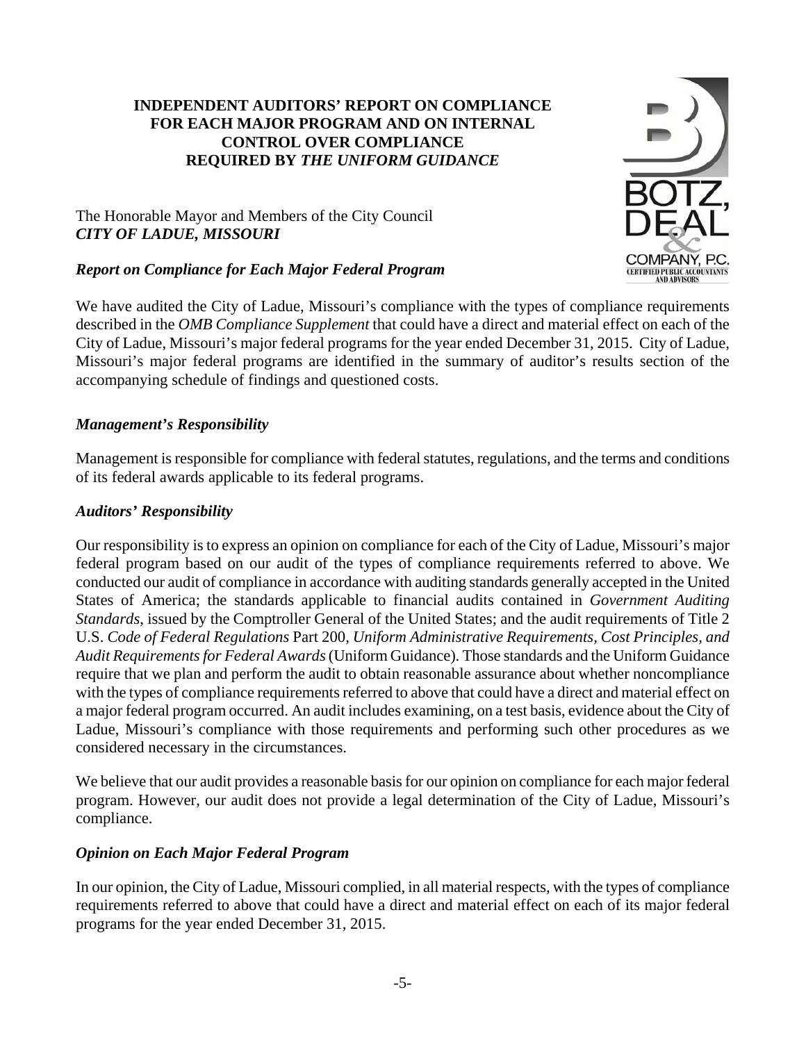# INDEPENDENT AUDITORS' REPORT ON COMPLIANCE FOR EACH MAJOR PROGRAM AND ON INTERNAL CONTROL OVER COMPLIANCE REQUIRED BY *THE UNIFORM GUIDANCE*

The Honorable Mayor and Members of the City Council
***CITY OF LADUE, MISSOURI***

***Report on Compliance for Each Major Federal Program***

We have audited the City of Ladue, Missouri's compliance with the types of compliance requirements described in the *OMB Compliance Supplement* that could have a direct and material effect on each of the City of Ladue, Missouri's major federal programs for the year ended December 31, 2015. City of Ladue, Missouri's major federal programs are identified in the summary of auditor's results section of the accompanying schedule of findings and questioned costs.

***Management's Responsibility***

Management is responsible for compliance with federal statutes, regulations, and the terms and conditions of its federal awards applicable to its federal programs.

***Auditors' Responsibility***

Our responsibility is to express an opinion on compliance for each of the City of Ladue, Missouri's major federal program based on our audit of the types of compliance requirements referred to above. We conducted our audit of compliance in accordance with auditing standards generally accepted in the United States of America; the standards applicable to financial audits contained in *Government Auditing Standards*, issued by the Comptroller General of the United States; and the audit requirements of Title 2 U.S. *Code of Federal Regulations* Part 200, *Uniform Administrative Requirements, Cost Principles, and Audit Requirements for Federal Awards* (Uniform Guidance). Those standards and the Uniform Guidance require that we plan and perform the audit to obtain reasonable assurance about whether noncompliance with the types of compliance requirements referred to above that could have a direct and material effect on a major federal program occurred. An audit includes examining, on a test basis, evidence about the City of Ladue, Missouri's compliance with those requirements and performing such other procedures as we considered necessary in the circumstances.

We believe that our audit provides a reasonable basis for our opinion on compliance for each major federal program. However, our audit does not provide a legal determination of the City of Ladue, Missouri's compliance.

***Opinion on Each Major Federal Program***

In our opinion, the City of Ladue, Missouri complied, in all material respects, with the types of compliance requirements referred to above that could have a direct and material effect on each of its major federal programs for the year ended December 31, 2015.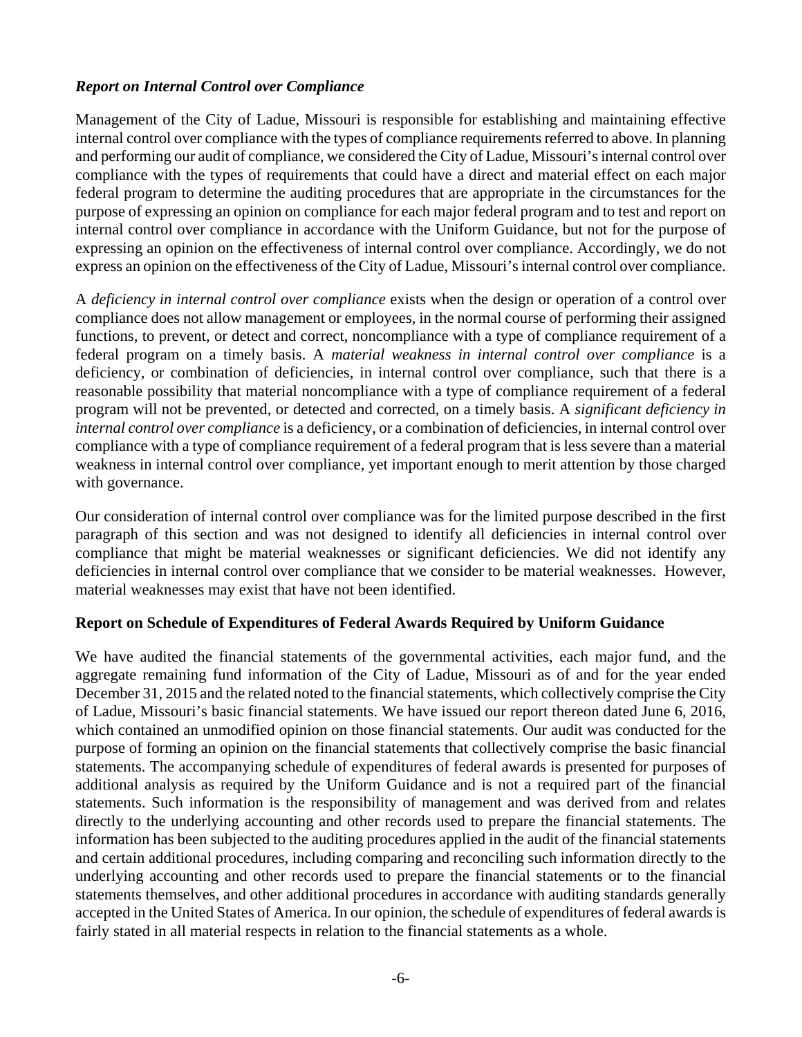***Report on Internal Control over Compliance***

Management of the City of Ladue, Missouri is responsible for establishing and maintaining effective internal control over compliance with the types of compliance requirements referred to above. In planning and performing our audit of compliance, we considered the City of Ladue, Missouri's internal control over compliance with the types of requirements that could have a direct and material effect on each major federal program to determine the auditing procedures that are appropriate in the circumstances for the purpose of expressing an opinion on compliance for each major federal program and to test and report on internal control over compliance in accordance with the Uniform Guidance, but not for the purpose of expressing an opinion on the effectiveness of internal control over compliance. Accordingly, we do not express an opinion on the effectiveness of the City of Ladue, Missouri's internal control over compliance.

A *deficiency in internal control over compliance* exists when the design or operation of a control over compliance does not allow management or employees, in the normal course of performing their assigned functions, to prevent, or detect and correct, noncompliance with a type of compliance requirement of a federal program on a timely basis. A *material weakness in internal control over compliance* is a deficiency, or combination of deficiencies, in internal control over compliance, such that there is a reasonable possibility that material noncompliance with a type of compliance requirement of a federal program will not be prevented, or detected and corrected, on a timely basis. A *significant deficiency in internal control over compliance* is a deficiency, or a combination of deficiencies, in internal control over compliance with a type of compliance requirement of a federal program that is less severe than a material weakness in internal control over compliance, yet important enough to merit attention by those charged with governance.

Our consideration of internal control over compliance was for the limited purpose described in the first paragraph of this section and was not designed to identify all deficiencies in internal control over compliance that might be material weaknesses or significant deficiencies. We did not identify any deficiencies in internal control over compliance that we consider to be material weaknesses. However, material weaknesses may exist that have not been identified.

**Report on Schedule of Expenditures of Federal Awards Required by Uniform Guidance**

We have audited the financial statements of the governmental activities, each major fund, and the aggregate remaining fund information of the City of Ladue, Missouri as of and for the year ended December 31, 2015 and the related noted to the financial statements, which collectively comprise the City of Ladue, Missouri's basic financial statements. We have issued our report thereon dated June 6, 2016, which contained an unmodified opinion on those financial statements. Our audit was conducted for the purpose of forming an opinion on the financial statements that collectively comprise the basic financial statements. The accompanying schedule of expenditures of federal awards is presented for purposes of additional analysis as required by the Uniform Guidance and is not a required part of the financial statements. Such information is the responsibility of management and was derived from and relates directly to the underlying accounting and other records used to prepare the financial statements. The information has been subjected to the auditing procedures applied in the audit of the financial statements and certain additional procedures, including comparing and reconciling such information directly to the underlying accounting and other records used to prepare the financial statements or to the financial statements themselves, and other additional procedures in accordance with auditing standards generally accepted in the United States of America. In our opinion, the schedule of expenditures of federal awards is fairly stated in all material respects in relation to the financial statements as a whole.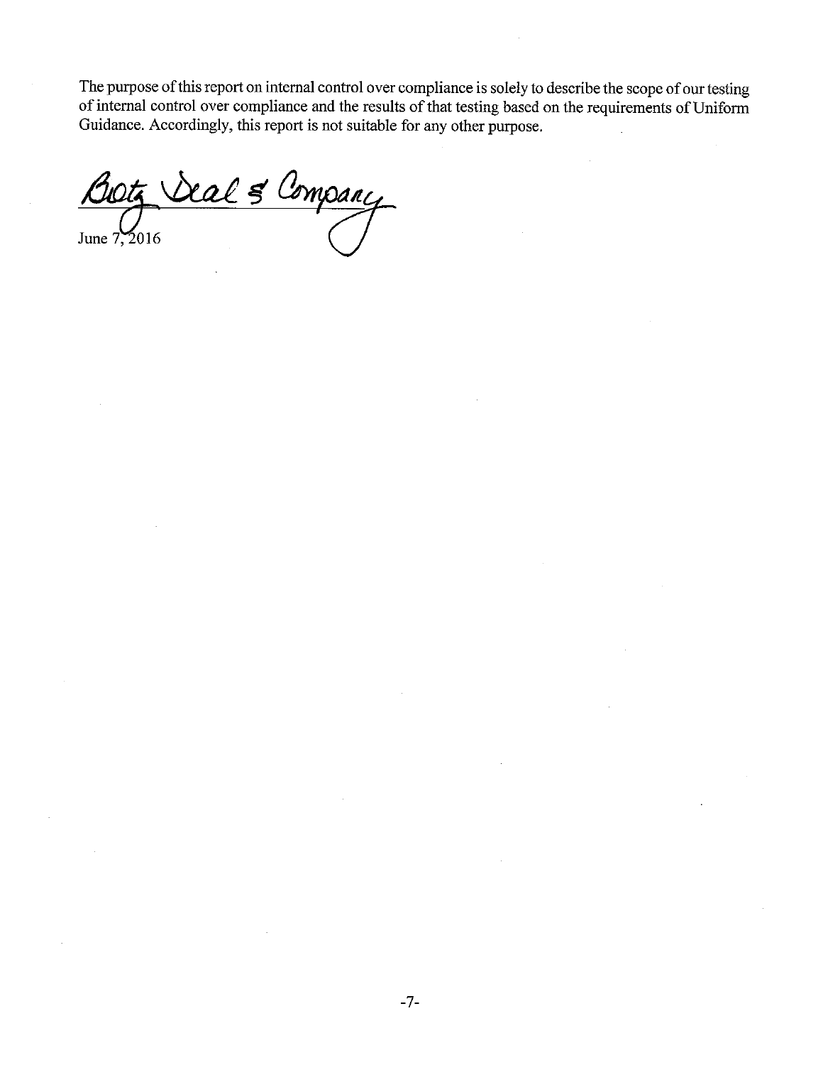The purpose of this report on internal control over compliance is solely to describe the scope of our testing of internal control over compliance and the results of that testing based on the requirements of Uniform Guidance. Accordingly, this report is not suitable for any other purpose.

Botz, Deal & Company

June 7, 2016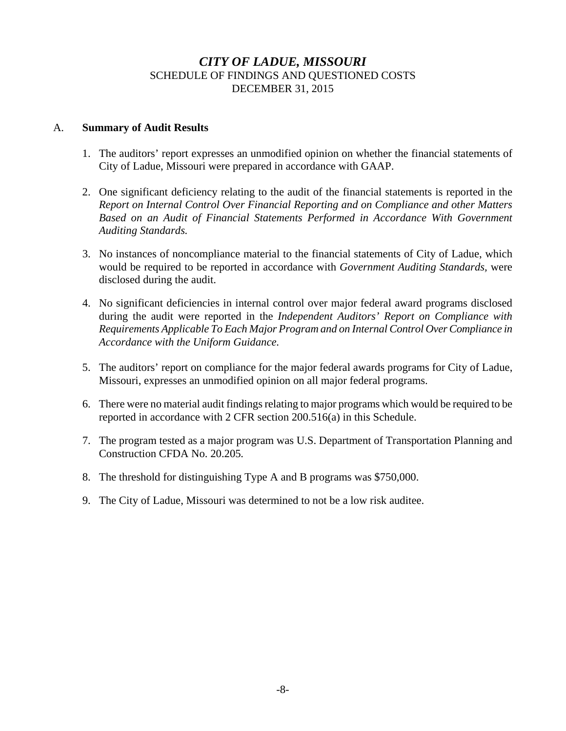# *CITY OF LADUE, MISSOURI*

SCHEDULE OF FINDINGS AND QUESTIONED COSTS

DECEMBER 31, 2015

## A. **Summary of Audit Results**

1. The auditors' report expresses an unmodified opinion on whether the financial statements of City of Ladue, Missouri were prepared in accordance with GAAP.

2. One significant deficiency relating to the audit of the financial statements is reported in the *Report on Internal Control Over Financial Reporting and on Compliance and other Matters Based on an Audit of Financial Statements Performed in Accordance With Government Auditing Standards.*

3. No instances of noncompliance material to the financial statements of City of Ladue, which would be required to be reported in accordance with *Government Auditing Standards,* were disclosed during the audit.

4. No significant deficiencies in internal control over major federal award programs disclosed during the audit were reported in the *Independent Auditors' Report on Compliance with Requirements Applicable To Each Major Program and on Internal Control Over Compliance in Accordance with the Uniform Guidance.*

5. The auditors' report on compliance for the major federal awards programs for City of Ladue, Missouri, expresses an unmodified opinion on all major federal programs.

6. There were no material audit findings relating to major programs which would be required to be reported in accordance with 2 CFR section 200.516(a) in this Schedule.

7. The program tested as a major program was U.S. Department of Transportation Planning and Construction CFDA No. 20.205.

8. The threshold for distinguishing Type A and B programs was $750,000.

9. The City of Ladue, Missouri was determined to not be a low risk auditee.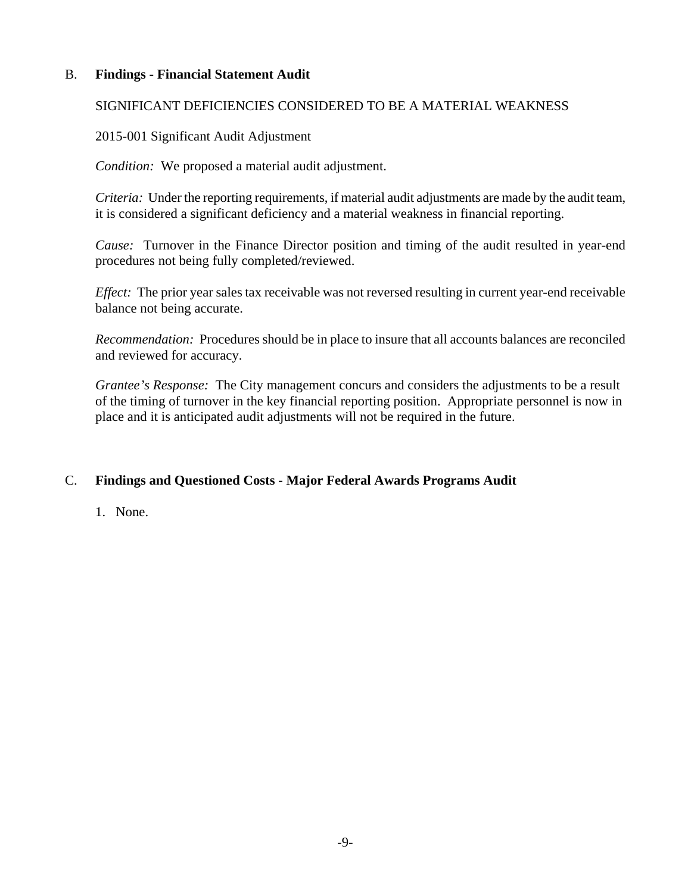## B. Findings - Financial Statement Audit

SIGNIFICANT DEFICIENCIES CONSIDERED TO BE A MATERIAL WEAKNESS

2015-001 Significant Audit Adjustment

*Condition:* We proposed a material audit adjustment.

*Criteria:* Under the reporting requirements, if material audit adjustments are made by the audit team, it is considered a significant deficiency and a material weakness in financial reporting.

*Cause:* Turnover in the Finance Director position and timing of the audit resulted in year-end procedures not being fully completed/reviewed.

*Effect:* The prior year sales tax receivable was not reversed resulting in current year-end receivable balance not being accurate.

*Recommendation:* Procedures should be in place to insure that all accounts balances are reconciled and reviewed for accuracy.

*Grantee's Response:* The City management concurs and considers the adjustments to be a result of the timing of turnover in the key financial reporting position. Appropriate personnel is now in place and it is anticipated audit adjustments will not be required in the future.

## C. Findings and Questioned Costs - Major Federal Awards Programs Audit

1. None.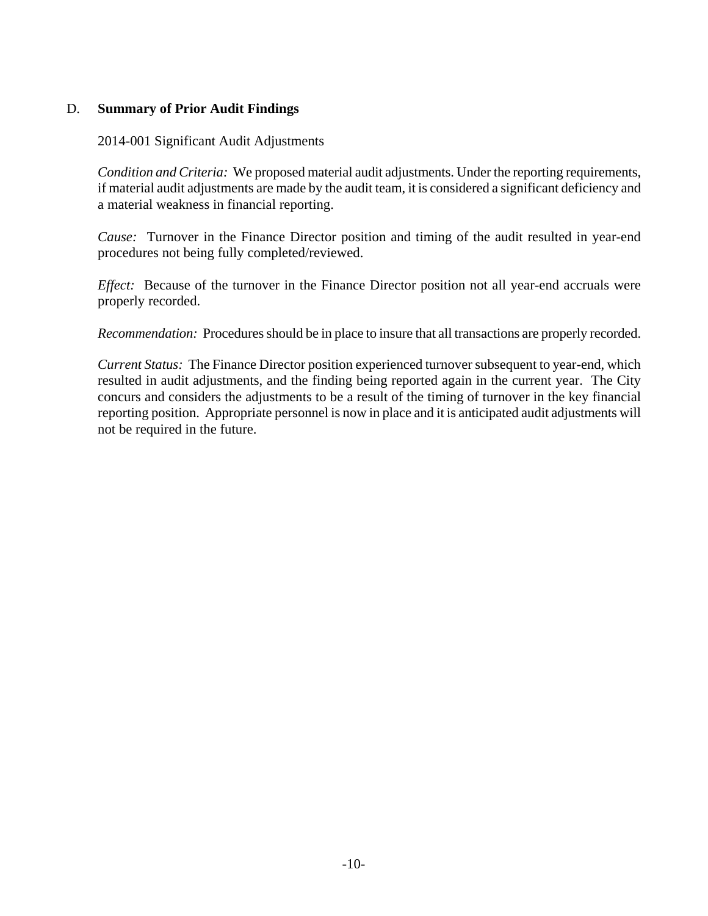D. **Summary of Prior Audit Findings**

2014-001 Significant Audit Adjustments

*Condition and Criteria:* We proposed material audit adjustments. Under the reporting requirements, if material audit adjustments are made by the audit team, it is considered a significant deficiency and a material weakness in financial reporting.

*Cause:* Turnover in the Finance Director position and timing of the audit resulted in year-end procedures not being fully completed/reviewed.

*Effect:* Because of the turnover in the Finance Director position not all year-end accruals were properly recorded.

*Recommendation:* Procedures should be in place to insure that all transactions are properly recorded.

*Current Status:* The Finance Director position experienced turnover subsequent to year-end, which resulted in audit adjustments, and the finding being reported again in the current year. The City concurs and considers the adjustments to be a result of the timing of turnover in the key financial reporting position. Appropriate personnel is now in place and it is anticipated audit adjustments will not be required in the future.